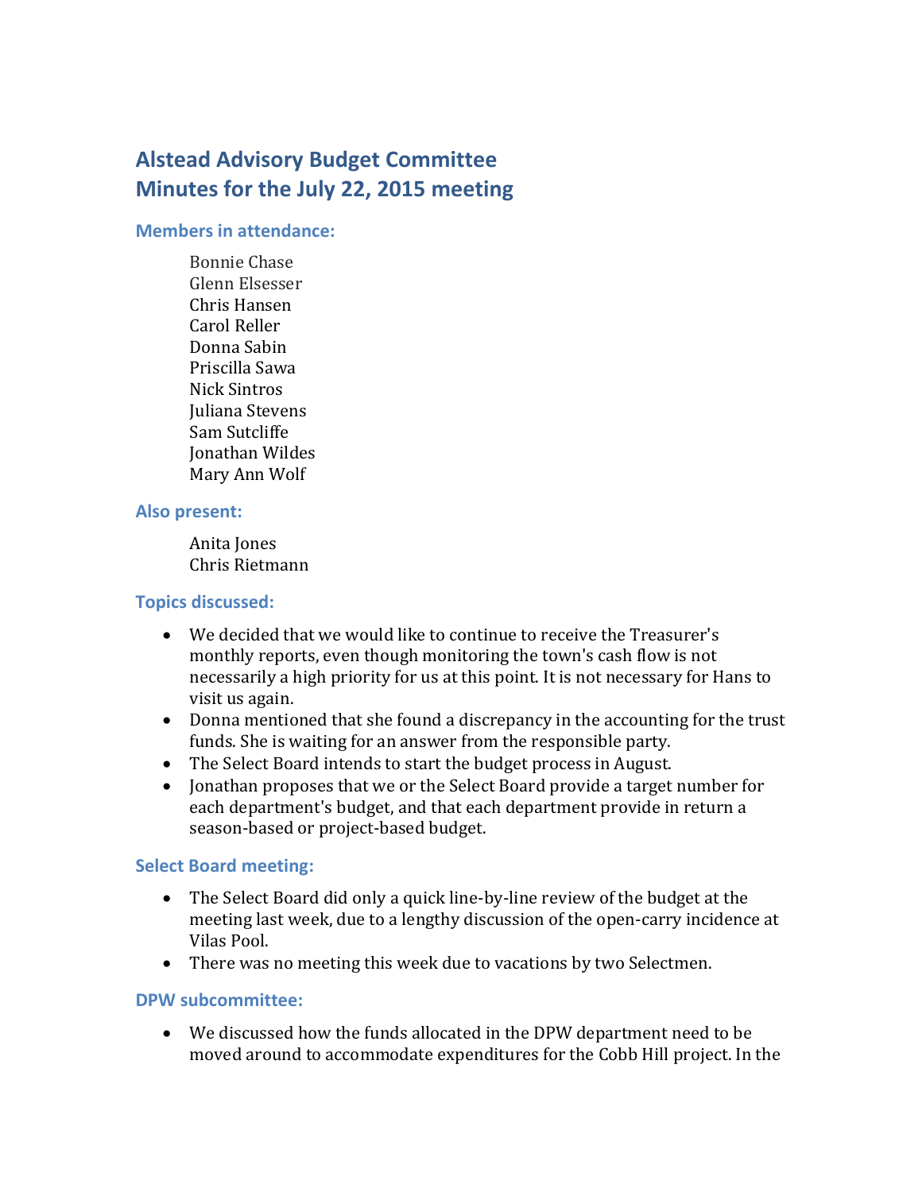# Alstead Advisory Budget Committee
# Minutes for the July 22, 2015 meeting

### Members in attendance:

Bonnie Chase
Glenn Elsesser
Chris Hansen
Carol Reller
Donna Sabin
Priscilla Sawa
Nick Sintros
Juliana Stevens
Sam Sutcliffe
Jonathan Wildes
Mary Ann Wolf

### Also present:

Anita Jones
Chris Rietmann

### Topics discussed:

- We decided that we would like to continue to receive the Treasurer's monthly reports, even though monitoring the town's cash flow is not necessarily a high priority for us at this point. It is not necessary for Hans to visit us again.
- Donna mentioned that she found a discrepancy in the accounting for the trust funds. She is waiting for an answer from the responsible party.
- The Select Board intends to start the budget process in August.
- Jonathan proposes that we or the Select Board provide a target number for each department's budget, and that each department provide in return a season-based or project-based budget.

### Select Board meeting:

- The Select Board did only a quick line-by-line review of the budget at the meeting last week, due to a lengthy discussion of the open-carry incidence at Vilas Pool.
- There was no meeting this week due to vacations by two Selectmen.

### DPW subcommittee:

- We discussed how the funds allocated in the DPW department need to be moved around to accommodate expenditures for the Cobb Hill project. In the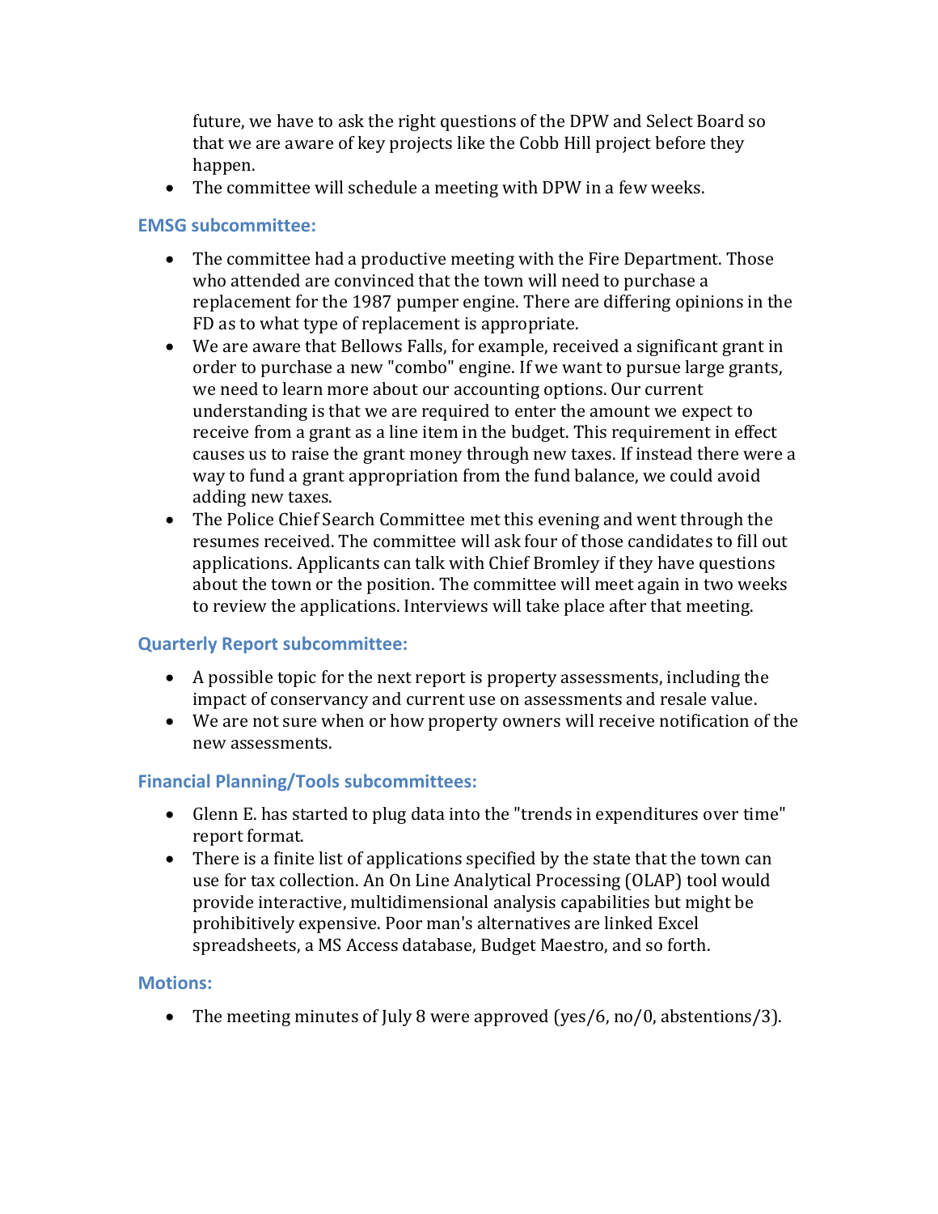future, we have to ask the right questions of the DPW and Select Board so that we are aware of key projects like the Cobb Hill project before they happen.

- The committee will schedule a meeting with DPW in a few weeks.

### EMSG subcommittee:

- The committee had a productive meeting with the Fire Department. Those who attended are convinced that the town will need to purchase a replacement for the 1987 pumper engine. There are differing opinions in the FD as to what type of replacement is appropriate.
- We are aware that Bellows Falls, for example, received a significant grant in order to purchase a new "combo" engine. If we want to pursue large grants, we need to learn more about our accounting options. Our current understanding is that we are required to enter the amount we expect to receive from a grant as a line item in the budget. This requirement in effect causes us to raise the grant money through new taxes. If instead there were a way to fund a grant appropriation from the fund balance, we could avoid adding new taxes.
- The Police Chief Search Committee met this evening and went through the resumes received. The committee will ask four of those candidates to fill out applications. Applicants can talk with Chief Bromley if they have questions about the town or the position. The committee will meet again in two weeks to review the applications. Interviews will take place after that meeting.

### Quarterly Report subcommittee:

- A possible topic for the next report is property assessments, including the impact of conservancy and current use on assessments and resale value.
- We are not sure when or how property owners will receive notification of the new assessments.

### Financial Planning/Tools subcommittees:

- Glenn E. has started to plug data into the "trends in expenditures over time" report format.
- There is a finite list of applications specified by the state that the town can use for tax collection. An On Line Analytical Processing (OLAP) tool would provide interactive, multidimensional analysis capabilities but might be prohibitively expensive. Poor man's alternatives are linked Excel spreadsheets, a MS Access database, Budget Maestro, and so forth.

### Motions:

- The meeting minutes of July 8 were approved (yes/6, no/0, abstentions/3).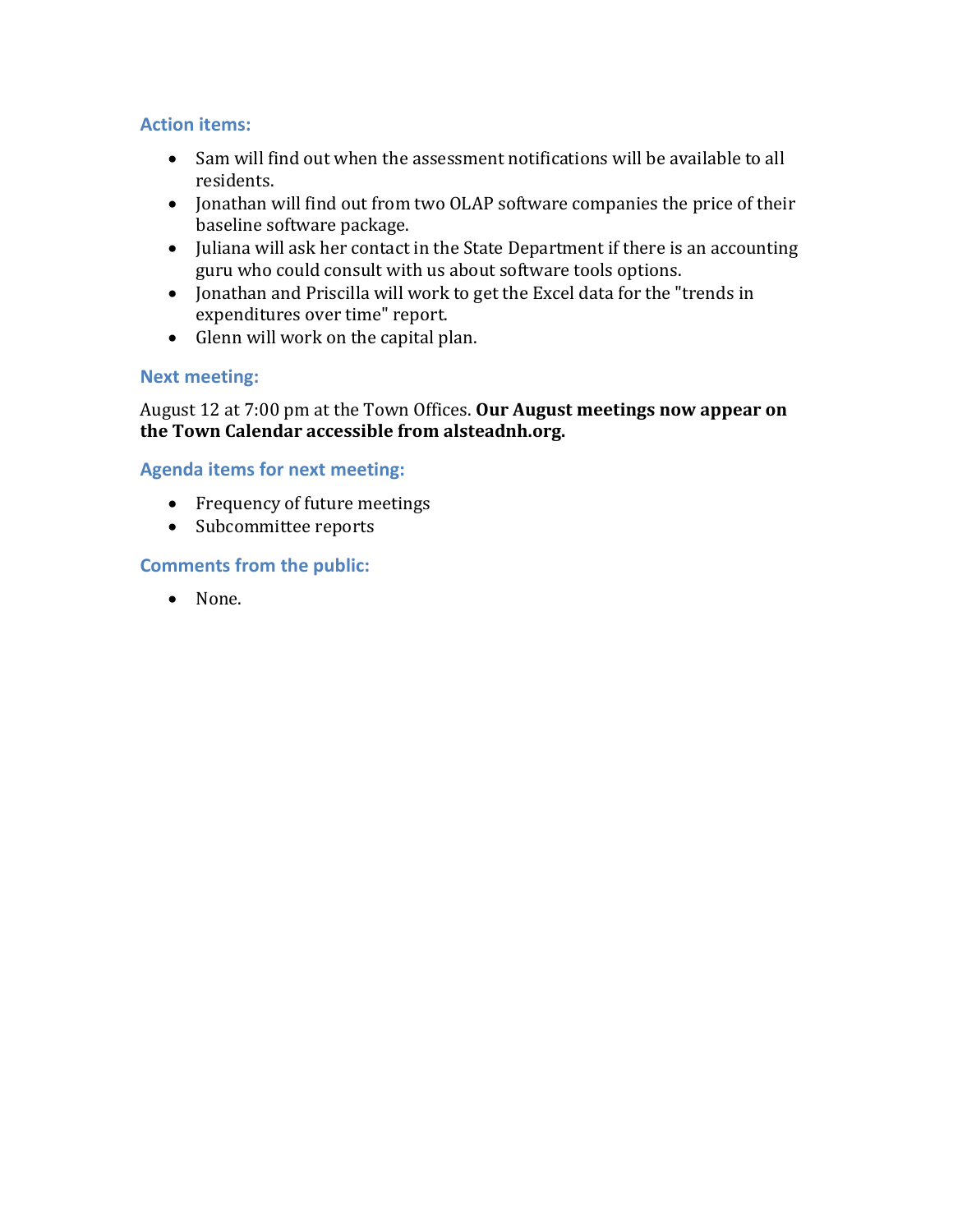### Action items:

- Sam will find out when the assessment notifications will be available to all residents.
- Jonathan will find out from two OLAP software companies the price of their baseline software package.
- Juliana will ask her contact in the State Department if there is an accounting guru who could consult with us about software tools options.
- Jonathan and Priscilla will work to get the Excel data for the "trends in expenditures over time" report.
- Glenn will work on the capital plan.

### Next meeting:

August 12 at 7:00 pm at the Town Offices. **Our August meetings now appear on the Town Calendar accessible from alsteadnh.org.**

### Agenda items for next meeting:

- Frequency of future meetings
- Subcommittee reports

### Comments from the public:

- None.